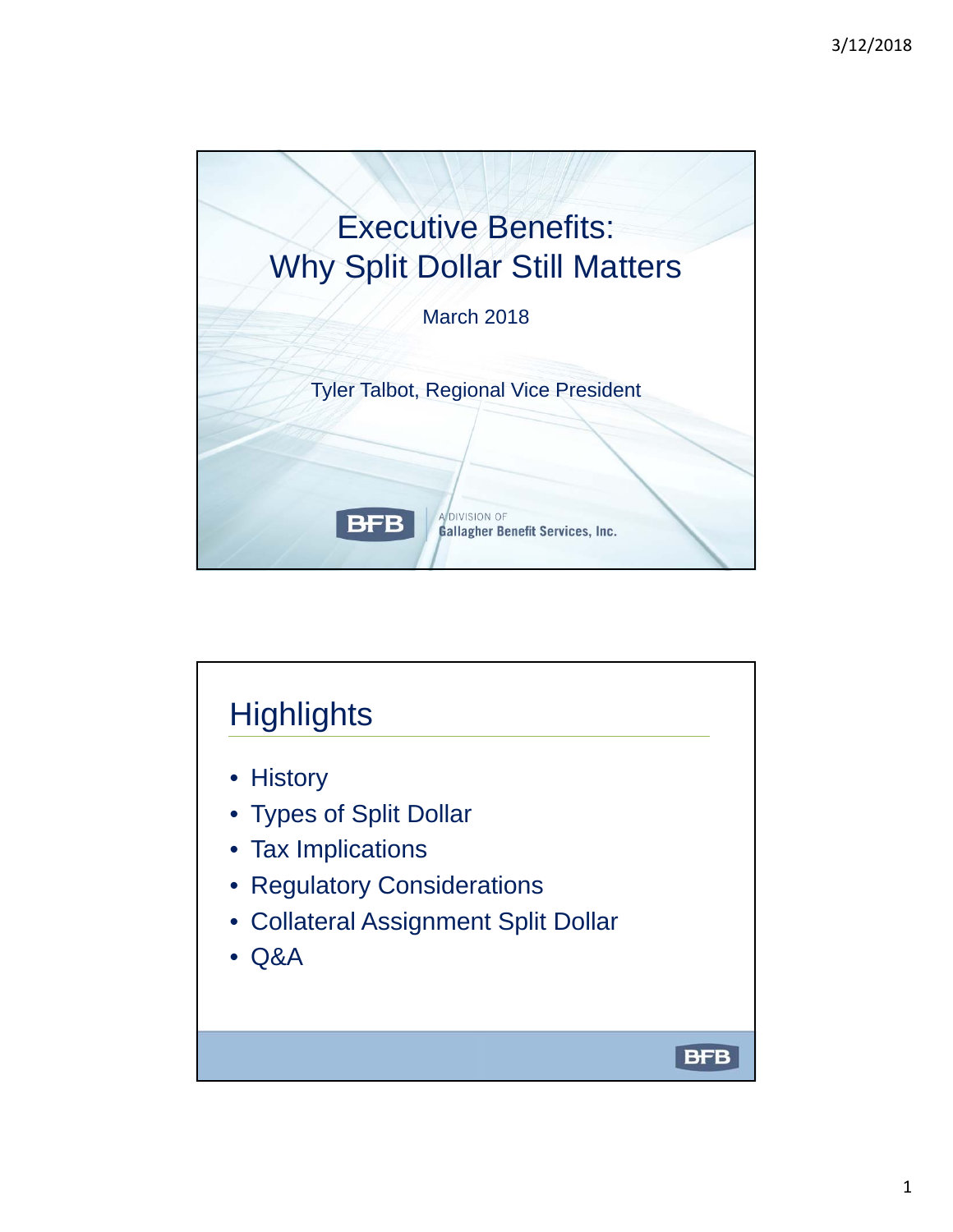# Executive Benefits: Why Split Dollar Still Matters

March 2018

Tyler Talbot, Regional Vice President

BFB | A DIVISION OF Gallagher Benefit Services, Inc.

## Highlights

- History
- Types of Split Dollar
- Tax Implications
- Regulatory Considerations
- Collateral Assignment Split Dollar
- Q&A

BFB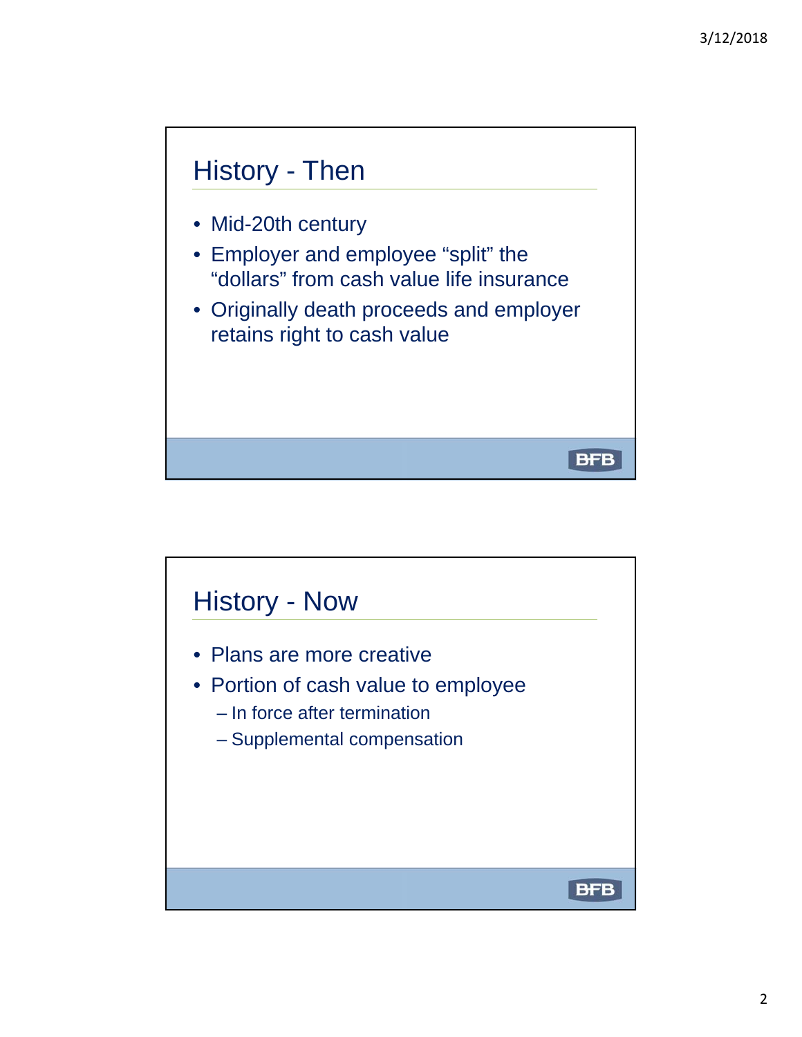## History - Then

- Mid-20th century
- Employer and employee "split" the "dollars" from cash value life insurance
- Originally death proceeds and employer retains right to cash value

## History - Now

- Plans are more creative
- Portion of cash value to employee
  - In force after termination
  - Supplemental compensation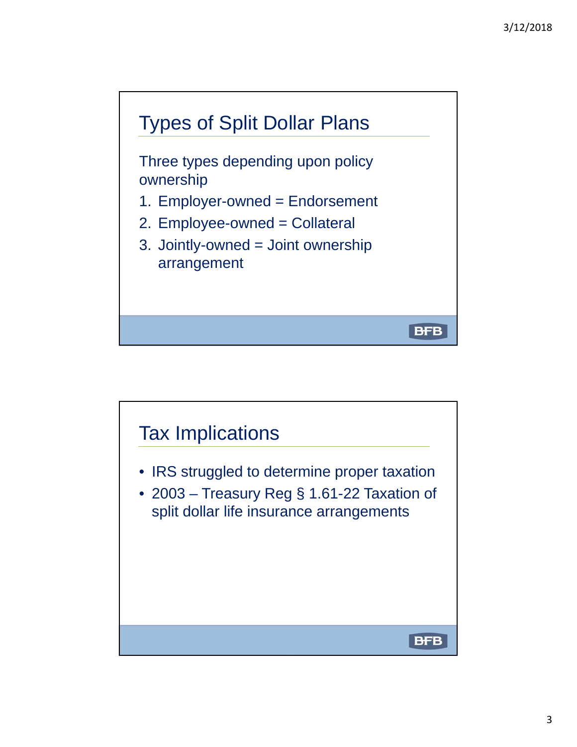## Types of Split Dollar Plans

Three types depending upon policy ownership

1. Employer-owned = Endorsement
2. Employee-owned = Collateral
3. Jointly-owned = Joint ownership arrangement

BFB

## Tax Implications

- IRS struggled to determine proper taxation
- 2003 – Treasury Reg § 1.61-22 Taxation of split dollar life insurance arrangements

BFB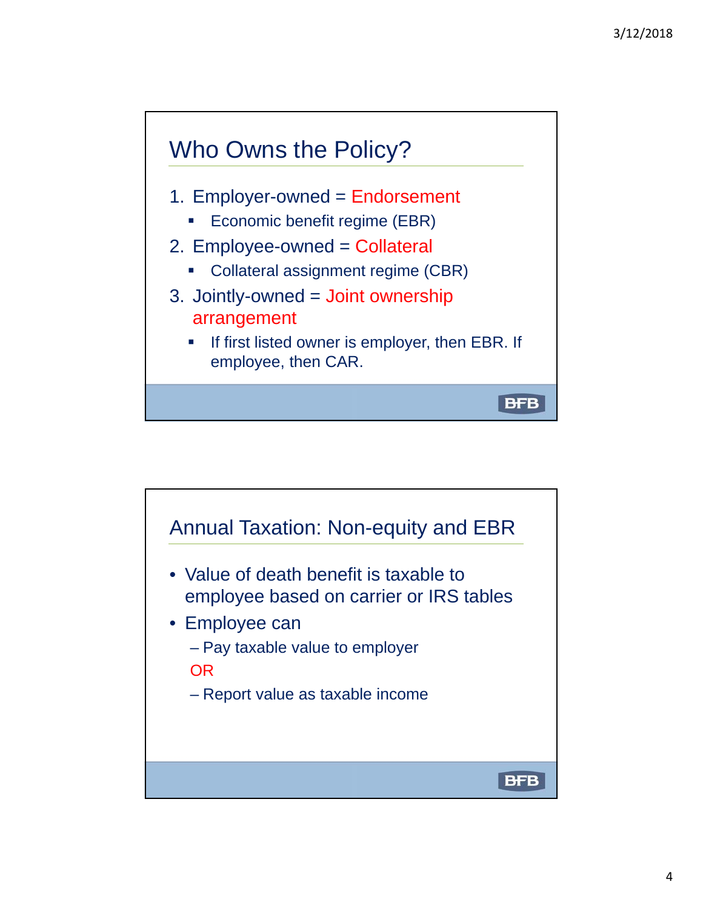## Who Owns the Policy?

1. Employer-owned = Endorsement
   - Economic benefit regime (EBR)
2. Employee-owned = Collateral
   - Collateral assignment regime (CBR)
3. Jointly-owned = Joint ownership arrangement
   - If first listed owner is employer, then EBR. If employee, then CAR.

## Annual Taxation: Non-equity and EBR

- Value of death benefit is taxable to employee based on carrier or IRS tables
- Employee can
  - Pay taxable value to employer

  OR

  - Report value as taxable income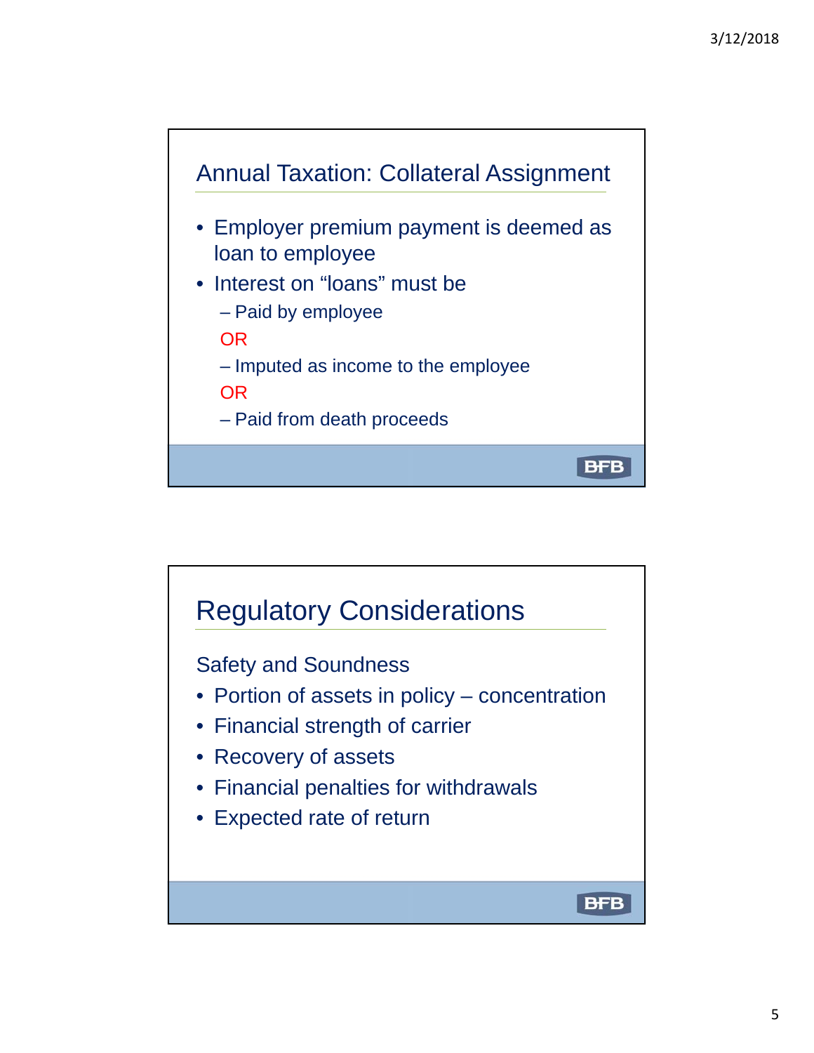## Annual Taxation: Collateral Assignment

- Employer premium payment is deemed as loan to employee
- Interest on "loans" must be
  - Paid by employee

  OR

  - Imputed as income to the employee

  OR

  - Paid from death proceeds

## Regulatory Considerations

Safety and Soundness

- Portion of assets in policy – concentration
- Financial strength of carrier
- Recovery of assets
- Financial penalties for withdrawals
- Expected rate of return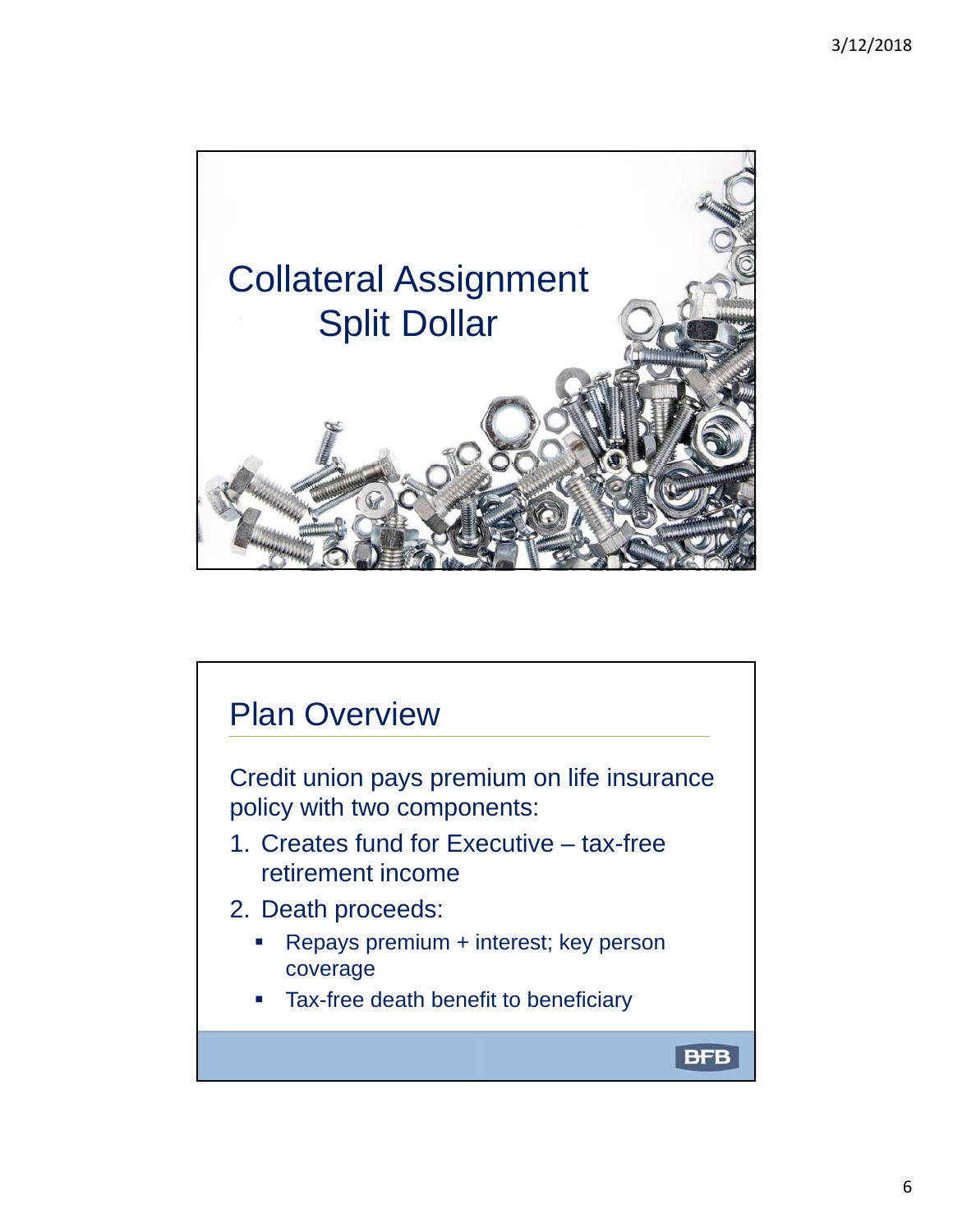# Collateral Assignment Split Dollar

## Plan Overview

Credit union pays premium on life insurance policy with two components:

1. Creates fund for Executive – tax-free retirement income
2. Death proceeds:
   - Repays premium + interest; key person coverage
   - Tax-free death benefit to beneficiary

BFB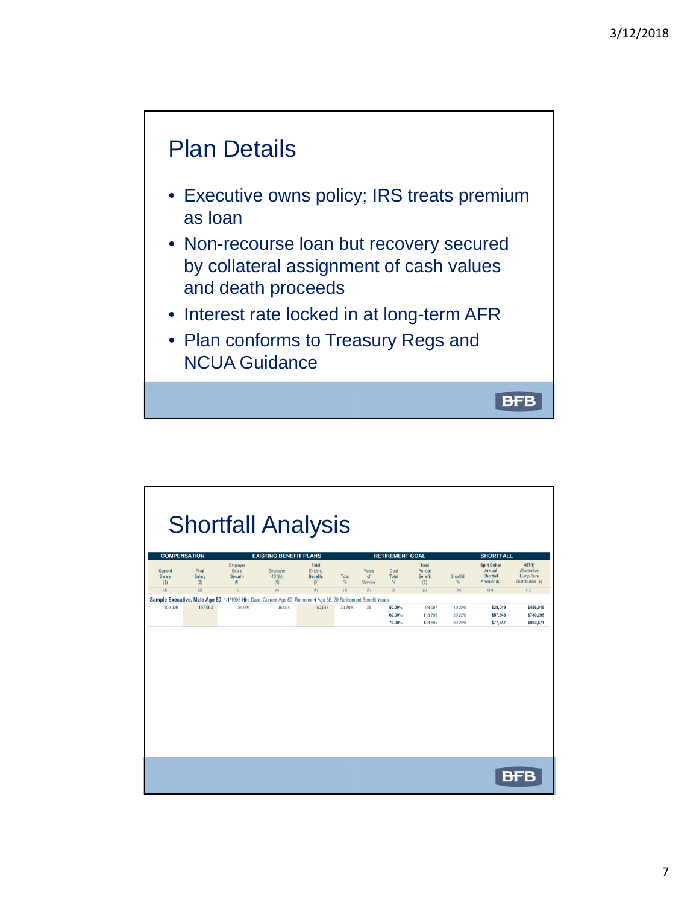## Plan Details

- Executive owns policy; IRS treats premium as loan
- Non-recourse loan but recovery secured by collateral assignment of cash values and death proceeds
- Interest rate locked in at long-term AFR
- Plan conforms to Treasury Regs and NCUA Guidance

## Shortfall Analysis

| COMPENSATION | | EXISTING BENEFIT PLANS | | | | RETIREMENT GOAL | | | SHORTFALL | | |
|---|---|---|---|---|---|---|---|---|---|---|---|
| Current Salary ($) | Final Salary ($) | Employer Social Security ($) | Employer 401(k) ($) | Total Existing Benefits ($) | Total % | Years of Service | Goal Total % | Total Annual Benefit ($) | Shortfall % | Split Dollar Annual Shortfall Amount ($) | 457(f) Alternative Lump Sum Distribution ($) |
| (1) | (2) | (3) | (4) | (5) | (6) | (7) | (8) | (9) | (10) | (11) | (12) |
| **Sample Executive, Male Age 50**: 1/1/1995 Hire Date, Current Age 50, Retirement Age 65, 20 Retirement Benefit Years | | | | | | | | | | | |
| 100,000 | 197,993 | 24,924 | 36,024 | 60,948 | 30.78% | 35 | 50.00% | 98,997 | 19.22% | $38,049 | $486,919 |
| | | | | | | | 60.00% | 118,796 | 29.22% | $57,848 | $740,295 |
| | | | | | | | 70.00% | 138,595 | 39.22% | $77,647 | $993,671 |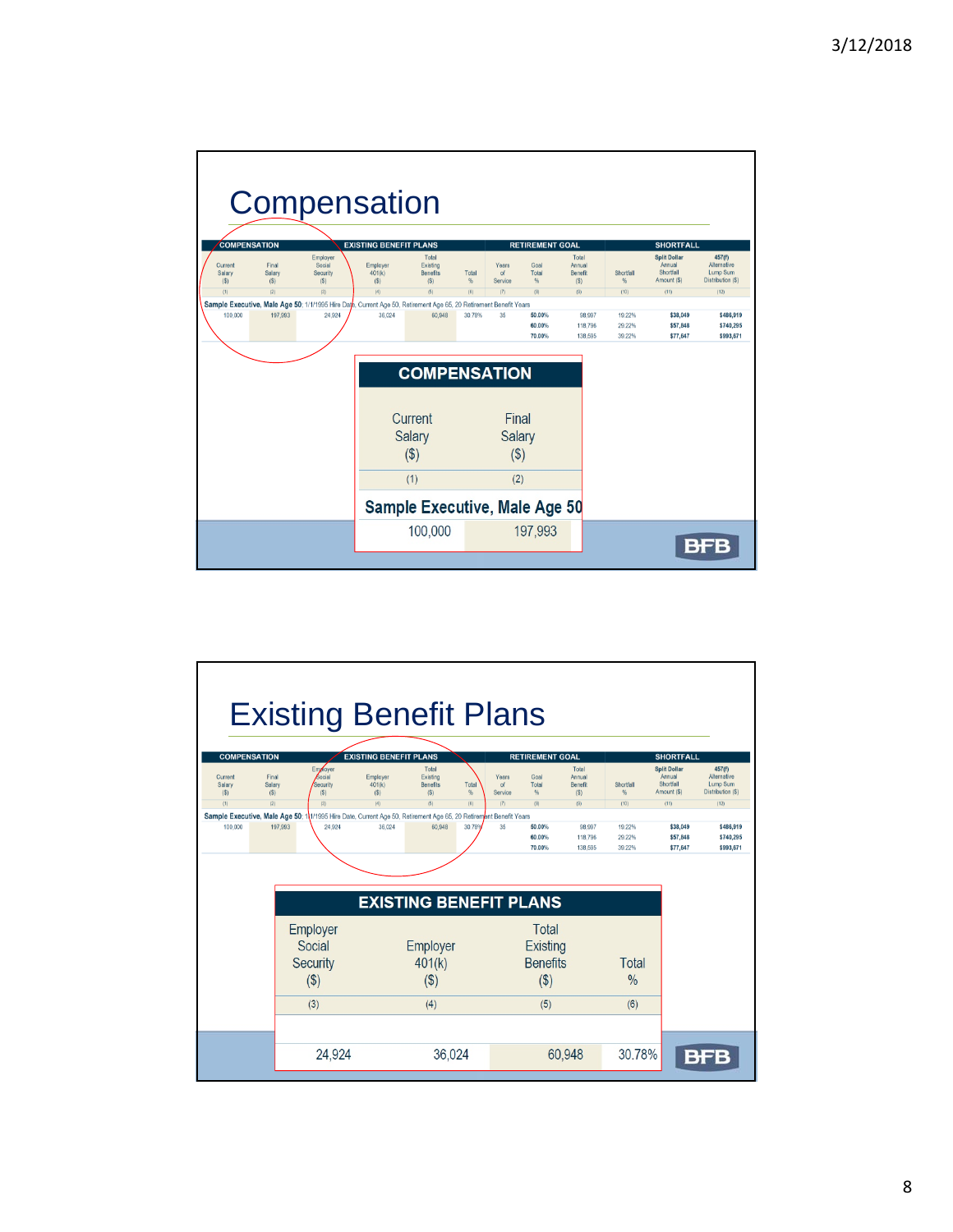# Compensation

| COMPENSATION | | EXISTING BENEFIT PLANS | | | | RETIREMENT GOAL | | | SHORTFALL | | |
|---|---|---|---|---|---|---|---|---|---|---|---|
| Current Salary ($) | Final Salary ($) | Employer Social Security ($) | Employer 401(k) ($) | Total Existing Benefits ($) | Total % | Years of Service | Goal Total % | Total Annual Benefit ($) | Shortfall % | Split Dollar Annual Shortfall Amount ($) | 457(f) Alternative Lump Sum Distribution ($) |
| (1) | (2) | (3) | (4) | (5) | (6) | (7) | (8) | (9) | (10) | (11) | (12) |
| **Sample Executive, Male Age 50:** 1/1/1995 Hire Date, Current Age 50, Retirement Age 65, 20 Retirement Benefit Years | | | | | | | | | | | |
| 100,000 | 197,993 | 24,924 | 36,024 | 60,948 | 30.78% | 35 | 50.00% | 98,997 | 19.22% | $38,049 | $486,919 |
| | | | | | | | 60.00% | 118,796 | 29.22% | $57,848 | $740,295 |
| | | | | | | | 70.00% | 138,595 | 39.22% | $77,647 | $993,671 |

| COMPENSATION | |
|---|---|
| Current Salary ($) | Final Salary ($) |
| (1) | (2) |
| **Sample Executive, Male Age 50** | |
| 100,000 | 197,993 |

# Existing Benefit Plans

| COMPENSATION | | EXISTING BENEFIT PLANS | | | | RETIREMENT GOAL | | | SHORTFALL | | |
|---|---|---|---|---|---|---|---|---|---|---|---|
| Current Salary ($) | Final Salary ($) | Employer Social Security ($) | Employer 401(k) ($) | Total Existing Benefits ($) | Total % | Years of Service | Goal Total % | Total Annual Benefit ($) | Shortfall % | Split Dollar Annual Shortfall Amount ($) | 457(f) Alternative Lump Sum Distribution ($) |
| (1) | (2) | (3) | (4) | (5) | (6) | (7) | (8) | (9) | (10) | (11) | (12) |
| **Sample Executive, Male Age 50:** 1/1/1995 Hire Date, Current Age 50, Retirement Age 65, 20 Retirement Benefit Years | | | | | | | | | | | |
| 100,000 | 197,993 | 24,924 | 36,024 | 60,948 | 30.78% | 35 | 50.00% | 98,997 | 19.22% | $38,049 | $486,919 |
| | | | | | | | 60.00% | 118,796 | 29.22% | $57,848 | $740,295 |
| | | | | | | | 70.00% | 138,595 | 39.22% | $77,647 | $993,671 |

| EXISTING BENEFIT PLANS | | | |
|---|---|---|---|
| Employer Social Security ($) | Employer 401(k) ($) | Total Existing Benefits ($) | Total % |
| (3) | (4) | (5) | (6) |
| 24,924 | 36,024 | 60,948 | 30.78% |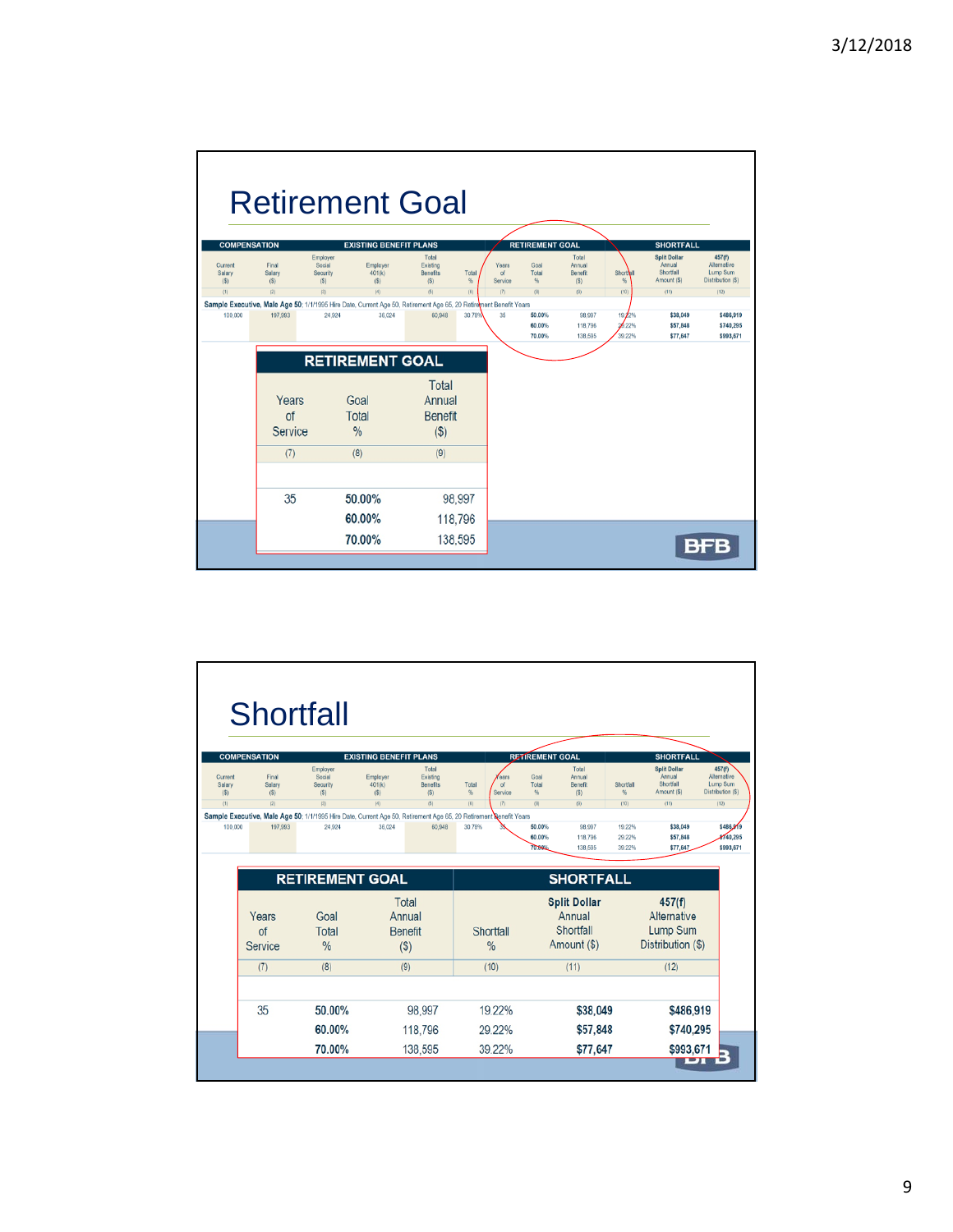# Retirement Goal

| COMPENSATION | | EXISTING BENEFIT PLANS | | | | RETIREMENT GOAL | | | SHORTFALL | | |
|---|---|---|---|---|---|---|---|---|---|---|---|
| Current Salary ($) | Final Salary ($) | Employer Social Security ($) | Employer 401(k) ($) | Total Existing Benefits ($) | Total % | Years of Service | Goal Total % | Total Annual Benefit ($) | Shortfall % | Split Dollar Annual Shortfall Amount ($) | 457(f) Alternative Lump Sum Distribution ($) |
| (1) | (2) | (3) | (4) | (5) | (6) | (7) | (8) | (9) | (10) | (11) | (12) |
| **Sample Executive, Male Age 50**: 1/1/1995 Hire Date, Current Age 50, Retirement Age 65, 20 Retirement Benefit Years | | | | | | | | | | | |
| 100,000 | 197,993 | 24,924 | 36,024 | 60,948 | 30.78% | 35 | 50.00% | 98,997 | 19.22% | $38,049 | $486,919 |
| | | | | | | | 60.00% | 118,796 | 29.22% | $57,848 | $740,295 |
| | | | | | | | 70.00% | 138,595 | 39.22% | $77,647 | $993,671 |

| RETIREMENT GOAL | | |
|---|---|---|
| Years of Service | Goal Total % | Total Annual Benefit ($) |
| (7) | (8) | (9) |
| 35 | **50.00%** | 98,997 |
| | **60.00%** | 118,796 |
| | **70.00%** | 138,595 |

# Shortfall

| COMPENSATION | | EXISTING BENEFIT PLANS | | | | RETIREMENT GOAL | | | SHORTFALL | | |
|---|---|---|---|---|---|---|---|---|---|---|---|
| Current Salary ($) | Final Salary ($) | Employer Social Security ($) | Employer 401(k) ($) | Total Existing Benefits ($) | Total % | Years of Service | Goal Total % | Total Annual Benefit ($) | Shortfall % | Split Dollar Annual Shortfall Amount ($) | 457(f) Alternative Lump Sum Distribution ($) |
| (1) | (2) | (3) | (4) | (5) | (6) | (7) | (8) | (9) | (10) | (11) | (12) |
| **Sample Executive, Male Age 50**: 1/1/1995 Hire Date, Current Age 50, Retirement Age 65, 20 Retirement Benefit Years | | | | | | | | | | | |
| 100,000 | 197,993 | 24,924 | 36,024 | 60,948 | 30.78% | 35 | 50.00% | 98,997 | 19.22% | $38,049 | $486,919 |
| | | | | | | | 60.00% | 118,796 | 29.22% | $57,848 | $740,295 |
| | | | | | | | 70.00% | 138,595 | 39.22% | $77,647 | $993,671 |

| RETIREMENT GOAL | | | SHORTFALL | | |
|---|---|---|---|---|---|
| Years of Service | Goal Total % | Total Annual Benefit ($) | Shortfall % | **Split Dollar** Annual Shortfall Amount ($) | **457(f)** Alternative Lump Sum Distribution ($) |
| (7) | (8) | (9) | (10) | (11) | (12) |
| 35 | **50.00%** | 98,997 | 19.22% | **$38,049** | **$486,919** |
| | **60.00%** | 118,796 | 29.22% | **$57,848** | **$740,295** |
| | **70.00%** | 138,595 | 39.22% | **$77,647** | **$993,671** |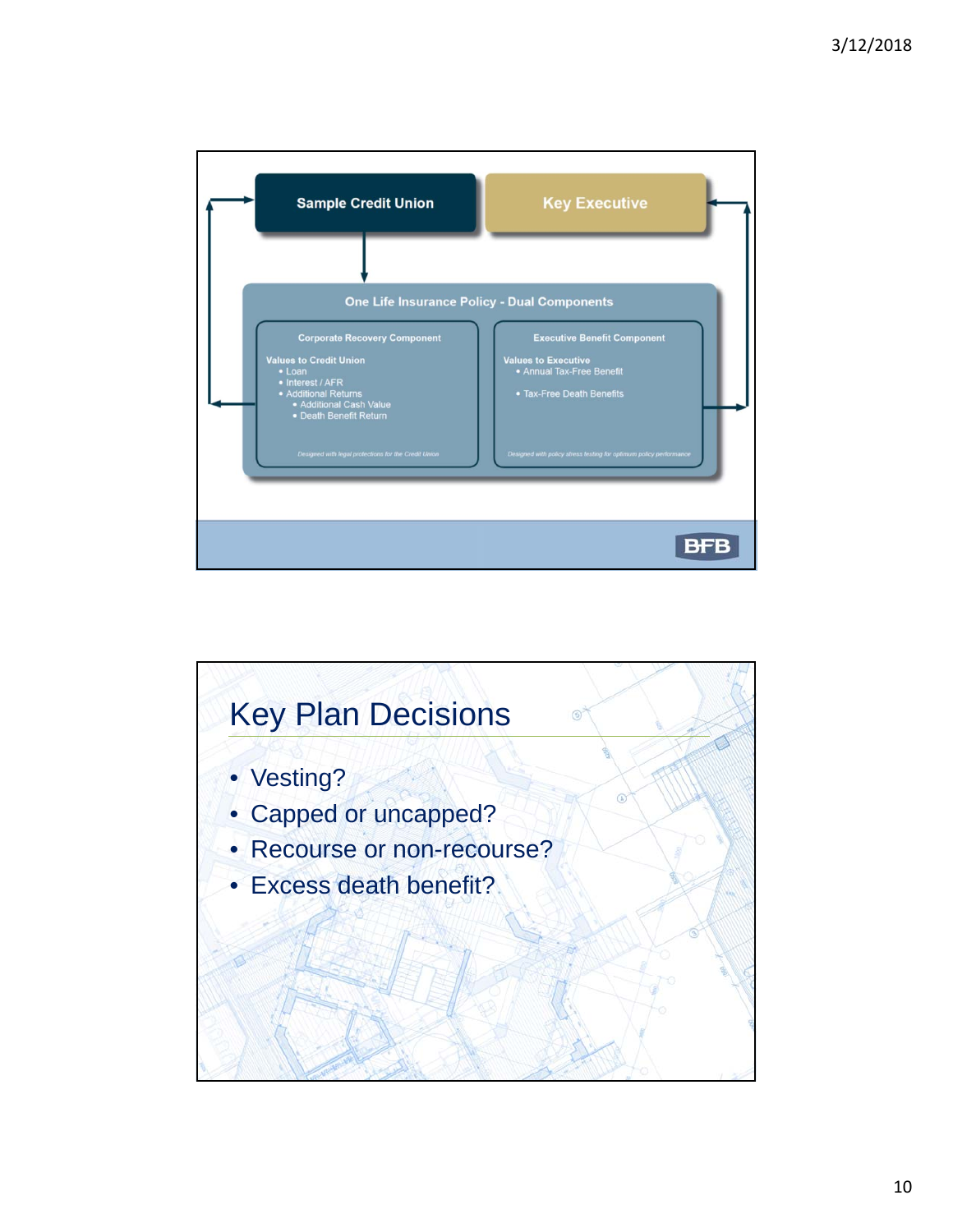Sample Credit Union

Key Executive

One Life Insurance Policy - Dual Components

**Corporate Recovery Component**

Values to Credit Union
- Loan
- Interest / AFR
- Additional Returns
  - Additional Cash Value
  - Death Benefit Return

*Designed with legal protections for the Credit Union*

**Executive Benefit Component**

Values to Executive
- Annual Tax-Free Benefit
- Tax-Free Death Benefits

*Designed with policy stress testing for optimum policy performance*

BFB

# Key Plan Decisions

- Vesting?
- Capped or uncapped?
- Recourse or non-recourse?
- Excess death benefit?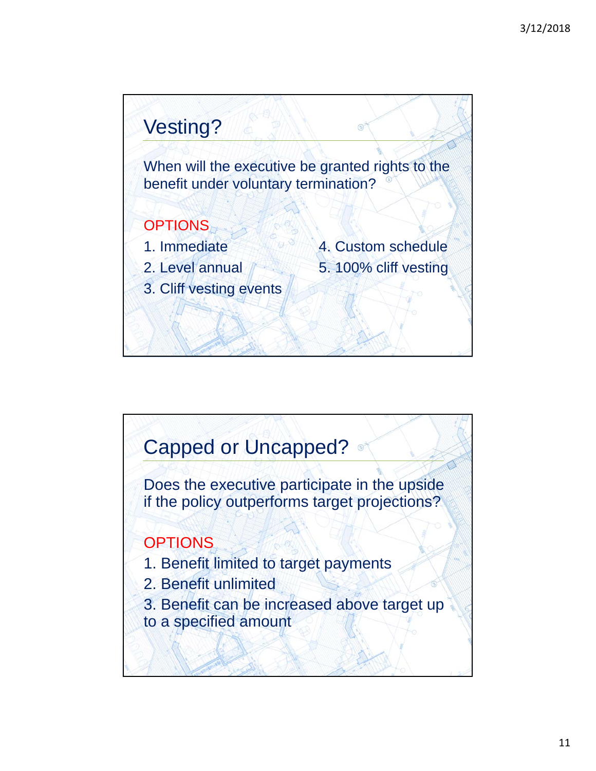## Vesting?

When will the executive be granted rights to the benefit under voluntary termination?

OPTIONS

1. Immediate
2. Level annual
3. Cliff vesting events
4. Custom schedule
5. 100% cliff vesting

## Capped or Uncapped?

Does the executive participate in the upside if the policy outperforms target projections?

OPTIONS

1. Benefit limited to target payments
2. Benefit unlimited
3. Benefit can be increased above target up to a specified amount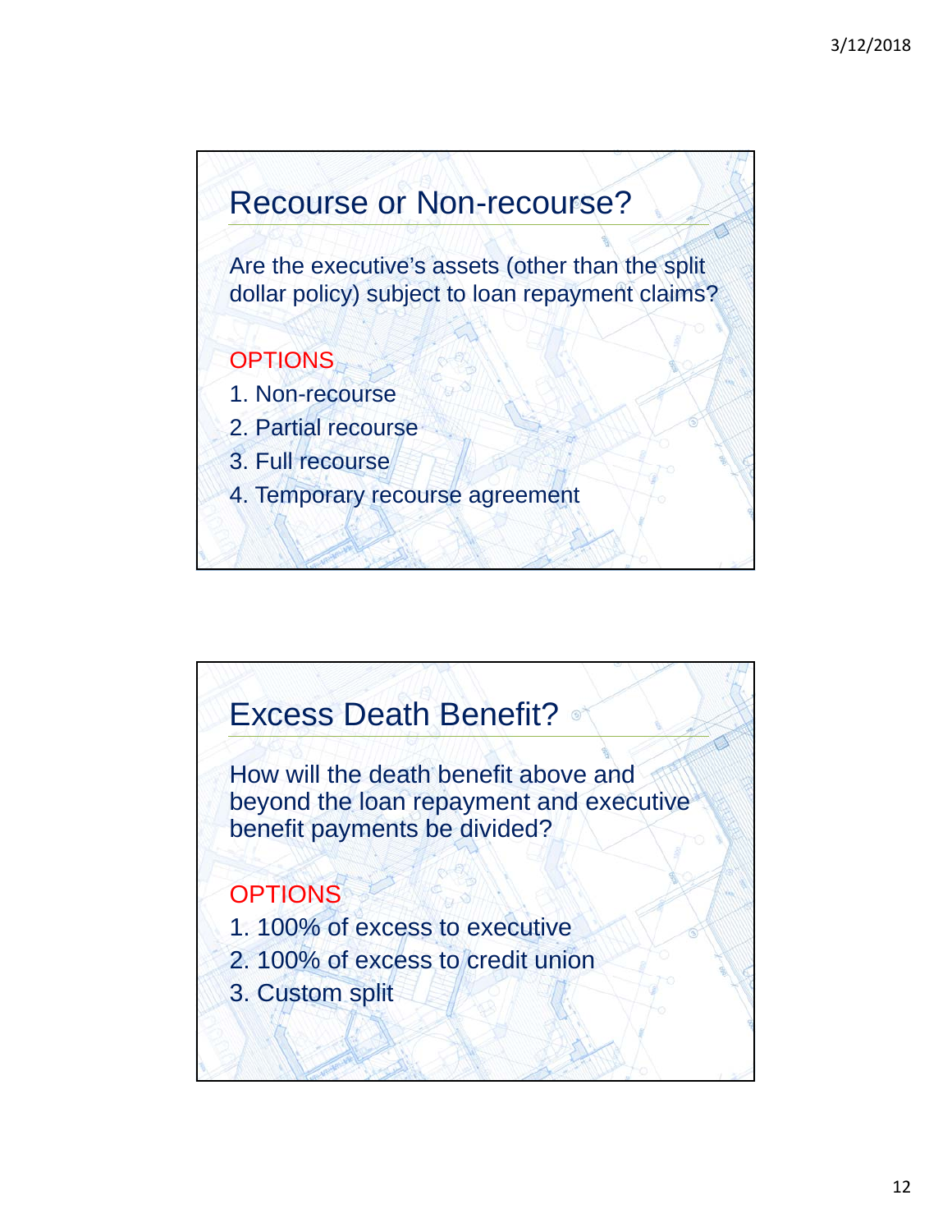## Recourse or Non-recourse?

Are the executive's assets (other than the split dollar policy) subject to loan repayment claims?

OPTIONS

1. Non-recourse
2. Partial recourse
3. Full recourse
4. Temporary recourse agreement

## Excess Death Benefit?

How will the death benefit above and beyond the loan repayment and executive benefit payments be divided?

OPTIONS

1. 100% of excess to executive
2. 100% of excess to credit union
3. Custom split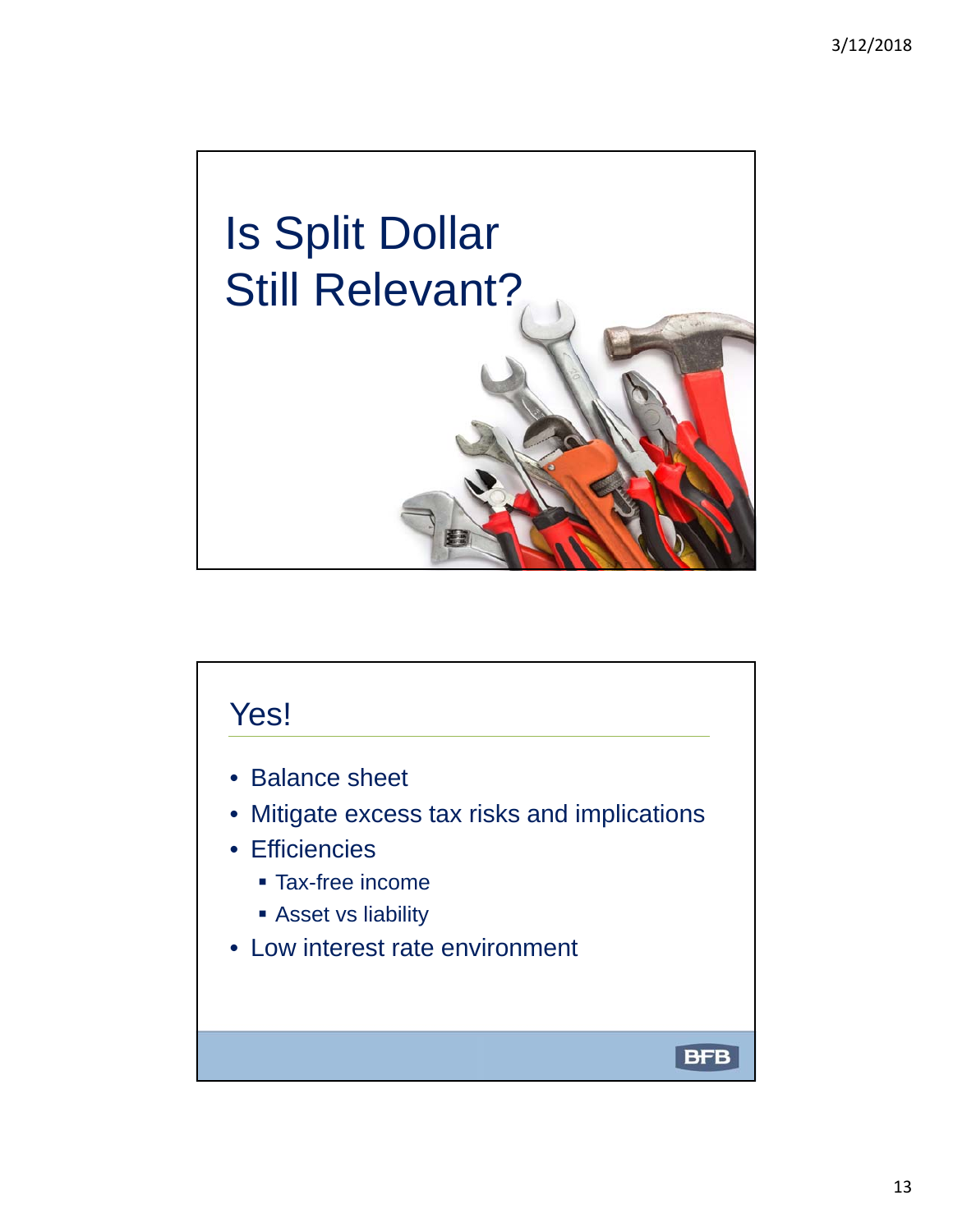# Is Split Dollar Still Relevant?

## Yes!

- Balance sheet
- Mitigate excess tax risks and implications
- Efficiencies
  - Tax-free income
  - Asset vs liability
- Low interest rate environment

BFB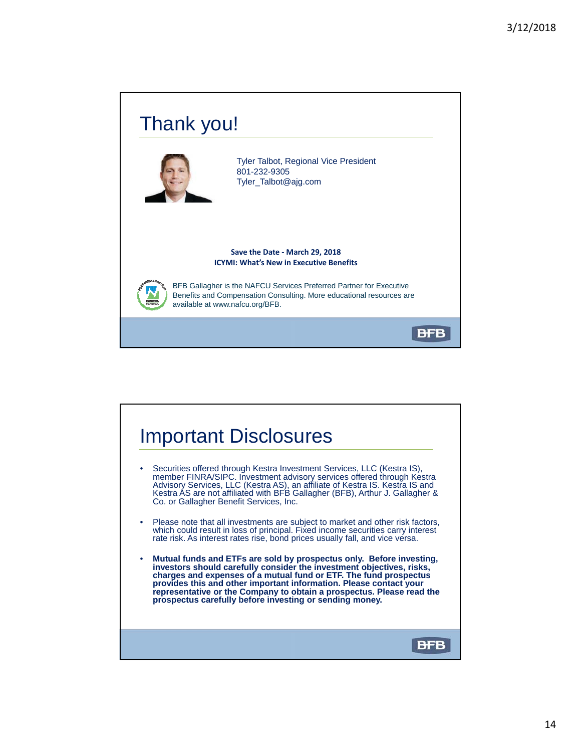## Thank you!

Tyler Talbot, Regional Vice President
801-232-9305
Tyler_Talbot@ajg.com

**Save the Date - March 29, 2018**
**ICYMI: What's New in Executive Benefits**

BFB Gallagher is the NAFCU Services Preferred Partner for Executive Benefits and Compensation Consulting. More educational resources are available at www.nafcu.org/BFB.

BFB

## Important Disclosures

- Securities offered through Kestra Investment Services, LLC (Kestra IS), member FINRA/SIPC. Investment advisory services offered through Kestra Advisory Services, LLC (Kestra AS), an affiliate of Kestra IS. Kestra IS and Kestra AS are not affiliated with BFB Gallagher (BFB), Arthur J. Gallagher & Co. or Gallagher Benefit Services, Inc.
- Please note that all investments are subject to market and other risk factors, which could result in loss of principal. Fixed income securities carry interest rate risk. As interest rates rise, bond prices usually fall, and vice versa.
- **Mutual funds and ETFs are sold by prospectus only. Before investing, investors should carefully consider the investment objectives, risks, charges and expenses of a mutual fund or ETF. The fund prospectus provides this and other important information. Please contact your representative or the Company to obtain a prospectus. Please read the prospectus carefully before investing or sending money.**

BFB